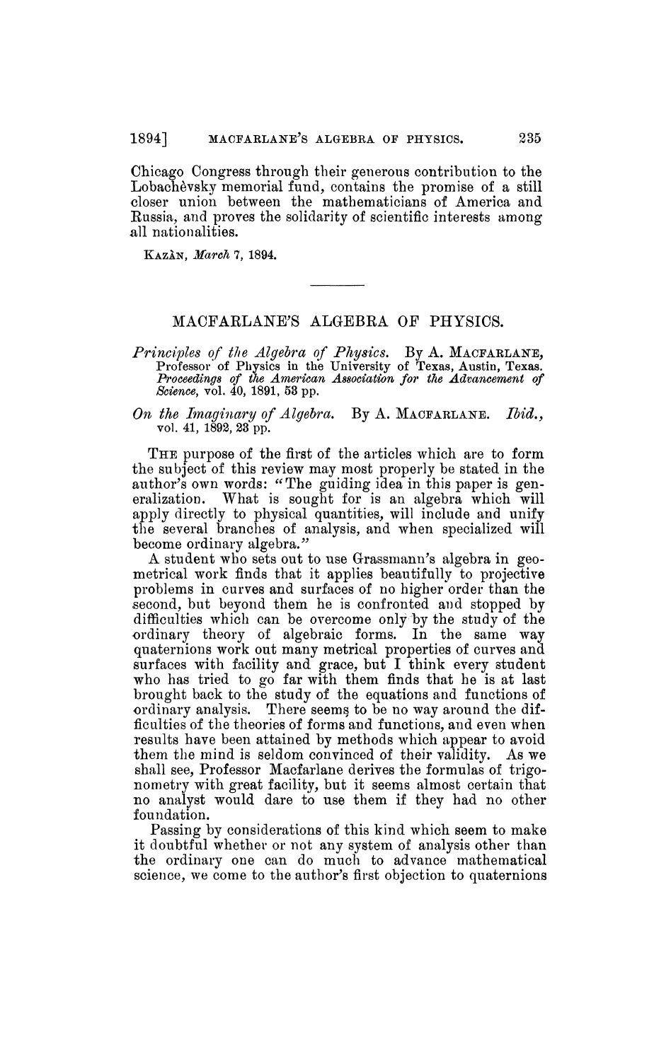Chicago Congress through their generous contribution to the Lobachèvsky memorial fund, contains the promise of a still closer union between the mathematicians of America and Russia, and proves the solidarity of scientific interests among all nationalities.

KAZÀN, *March* 7, 1894.

---

## MACFARLANE'S ALGEBRA OF PHYSICS.

*Principles of the Algebra of Physics.* By A. MACFARLANE, Professor of Physics in the University of Texas, Austin, Texas. *Proceedings of the American Association for the Advancement of Science*, vol. 40, 1891, 53 pp.

*On the Imaginary of Algebra.* By A. MACFARLANE. *Ibid.*, vol. 41, 1892, 23 pp.

THE purpose of the first of the articles which are to form the subject of this review may most properly be stated in the author's own words: "The guiding idea in this paper is generalization. What is sought for is an algebra which will apply directly to physical quantities, will include and unify the several branches of analysis, and when specialized will become ordinary algebra."

A student who sets out to use Grassmann's algebra in geometrical work finds that it applies beautifully to projective problems in curves and surfaces of no higher order than the second, but beyond them he is confronted and stopped by difficulties which can be overcome only by the study of the ordinary theory of algebraic forms. In the same way quaternions work out many metrical properties of curves and surfaces with facility and grace, but I think every student who has tried to go far with them finds that he is at last brought back to the study of the equations and functions of ordinary analysis. There seems to be no way around the difficulties of the theories of forms and functions, and even when results have been attained by methods which appear to avoid them the mind is seldom convinced of their validity. As we shall see, Professor Macfarlane derives the formulas of trigonometry with great facility, but it seems almost certain that no analyst would dare to use them if they had no other foundation.

Passing by considerations of this kind which seem to make it doubtful whether or not any system of analysis other than the ordinary one can do much to advance mathematical science, we come to the author's first objection to quaternions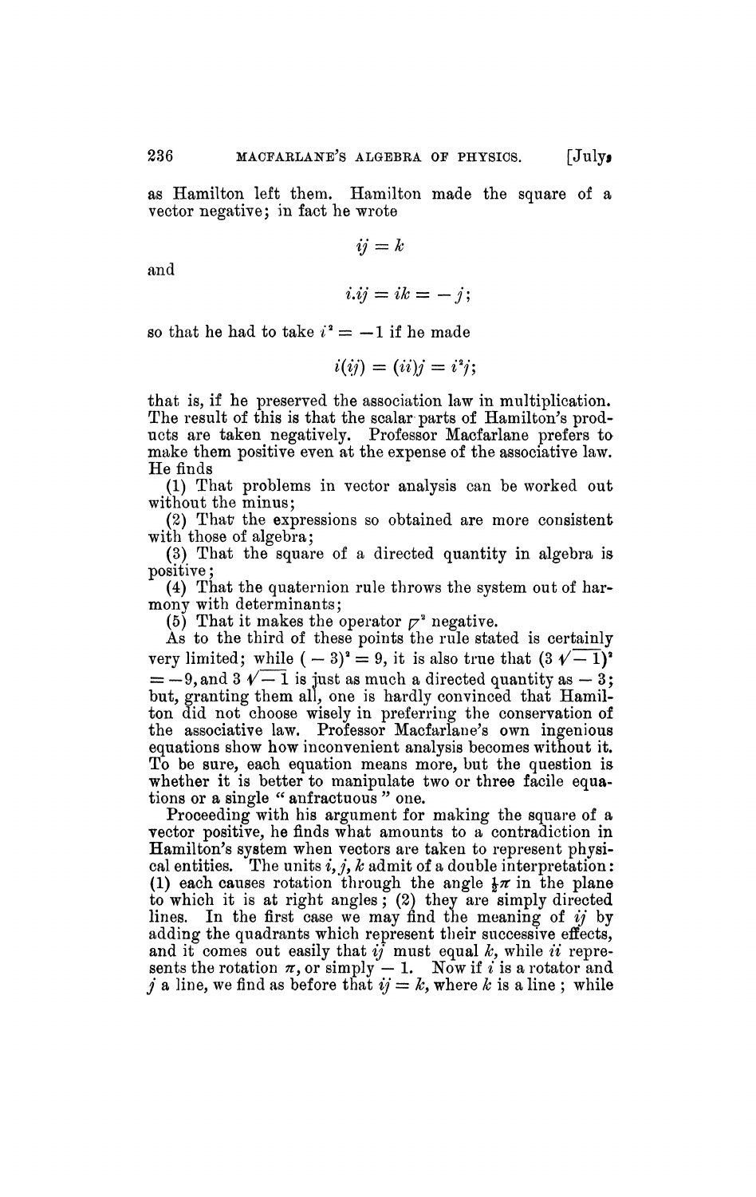as Hamilton left them. Hamilton made the square of a vector negative; in fact he wrote

$$ij = k$$

and

$$i.ij = ik = -j;$$

so that he had to take $i^2 = -1$ if he made

$$i(ij) = (ii)j = i^2j;$$

that is, if he preserved the association law in multiplication. The result of this is that the scalar parts of Hamilton's products are taken negatively. Professor Macfarlane prefers to make them positive even at the expense of the associative law. He finds

(1) That problems in vector analysis can be worked out without the minus;

(2) That the expressions so obtained are more consistent with those of algebra;

(3) That the square of a directed quantity in algebra is positive;

(4) That the quaternion rule throws the system out of harmony with determinants;

(5) That it makes the operator $\nabla^2$ negative.

As to the third of these points the rule stated is certainly very limited; while $(-3)^2 = 9$, it is also true that $(3\sqrt{-1})^2 = -9$, and $3\sqrt{-1}$ is just as much a directed quantity as $-3$; but, granting them all, one is hardly convinced that Hamilton did not choose wisely in preferring the conservation of the associative law. Professor Macfarlane's own ingenious equations show how inconvenient analysis becomes without it. To be sure, each equation means more, but the question is whether it is better to manipulate two or three facile equations or a single "anfractuous" one.

Proceeding with his argument for making the square of a vector positive, he finds what amounts to a contradiction in Hamilton's system when vectors are taken to represent physical entities. The units $i, j, k$ admit of a double interpretation: (1) each causes rotation through the angle $\frac{1}{2}\pi$ in the plane to which it is at right angles; (2) they are simply directed lines. In the first case we may find the meaning of $ij$ by adding the quadrants which represent their successive effects, and it comes out easily that $ij$ must equal $k$, while $ii$ represents the rotation $\pi$, or simply $-1$. Now if $i$ is a rotator and $j$ a line, we find as before that $ij = k$, where $k$ is a line; while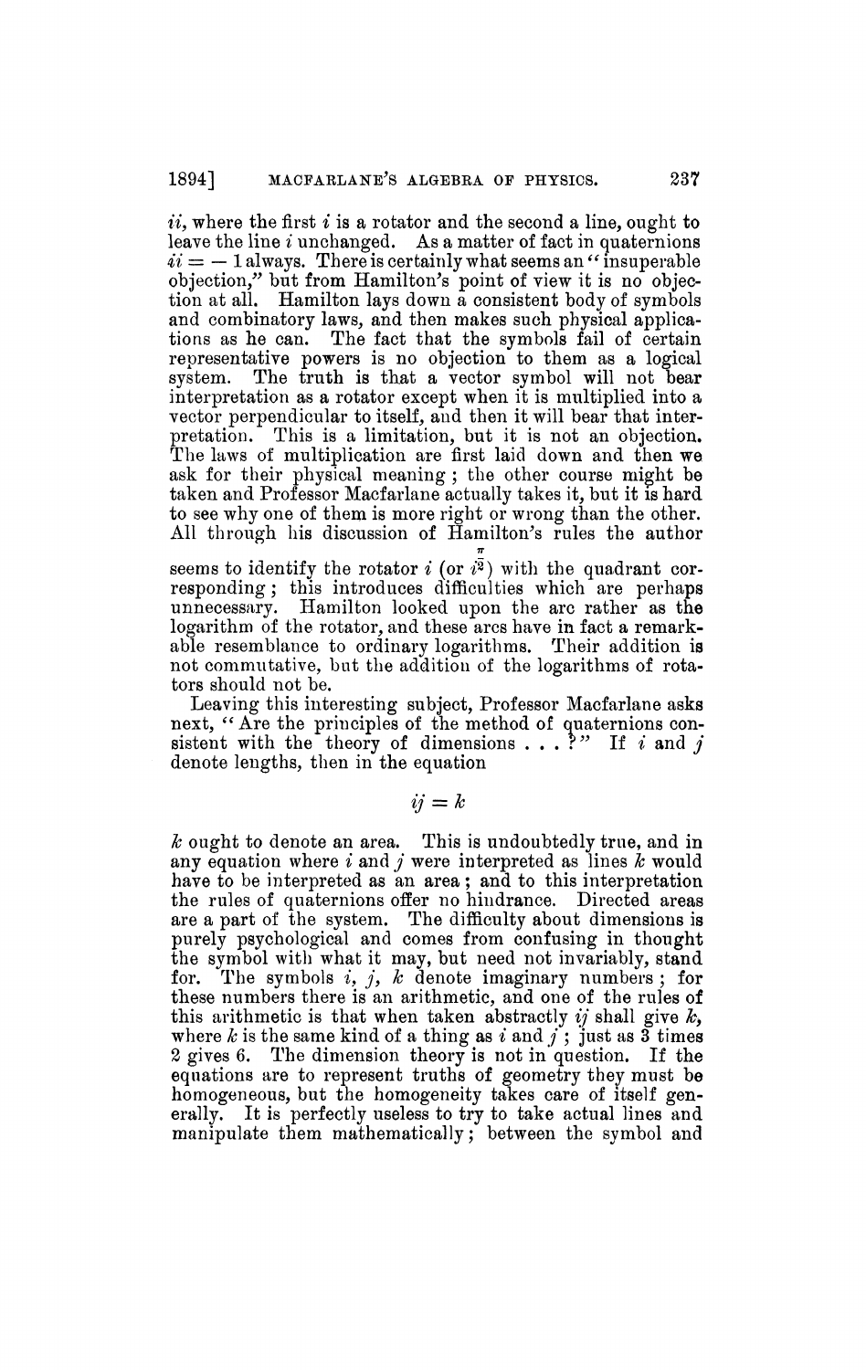$ii$, where the first $i$ is a rotator and the second a line, ought to leave the line $i$ unchanged. As a matter of fact in quaternions $ii = -1$ always. There is certainly what seems an "insuperable objection," but from Hamilton's point of view it is no objection at all. Hamilton lays down a consistent body of symbols and combinatory laws, and then makes such physical applications as he can. The fact that the symbols fail of certain representative powers is no objection to them as a logical system. The truth is that a vector symbol will not bear interpretation as a rotator except when it is multiplied into a vector perpendicular to itself, and then it will bear that interpretation. This is a limitation, but it is not an objection. The laws of multiplication are first laid down and then we ask for their physical meaning; the other course might be taken and Professor Macfarlane actually takes it, but it is hard to see why one of them is more right or wrong than the other. All through his discussion of Hamilton's rules the author seems to identify the rotator $i$ (or $i^{\frac{\pi}{2}}$) with the quadrant corresponding; this introduces difficulties which are perhaps unnecessary. Hamilton looked upon the arc rather as the logarithm of the rotator, and these arcs have in fact a remarkable resemblance to ordinary logarithms. Their addition is not commutative, but the addition of the logarithms of rotators should not be.

Leaving this interesting subject, Professor Macfarlane asks next, "Are the principles of the method of quaternions consistent with the theory of dimensions . . . ?" If $i$ and $j$ denote lengths, then in the equation

$$ij = k$$

$k$ ought to denote an area. This is undoubtedly true, and in any equation where $i$ and $j$ were interpreted as lines $k$ would have to be interpreted as an area; and to this interpretation the rules of quaternions offer no hindrance. Directed areas are a part of the system. The difficulty about dimensions is purely psychological and comes from confusing in thought the symbol with what it may, but need not invariably, stand for. The symbols $i$, $j$, $k$ denote imaginary numbers; for these numbers there is an arithmetic, and one of the rules of this arithmetic is that when taken abstractly $ij$ shall give $k$, where $k$ is the same kind of a thing as $i$ and $j$; just as 3 times 2 gives 6. The dimension theory is not in question. If the equations are to represent truths of geometry they must be homogeneous, but the homogeneity takes care of itself generally. It is perfectly useless to try to take actual lines and manipulate them mathematically; between the symbol and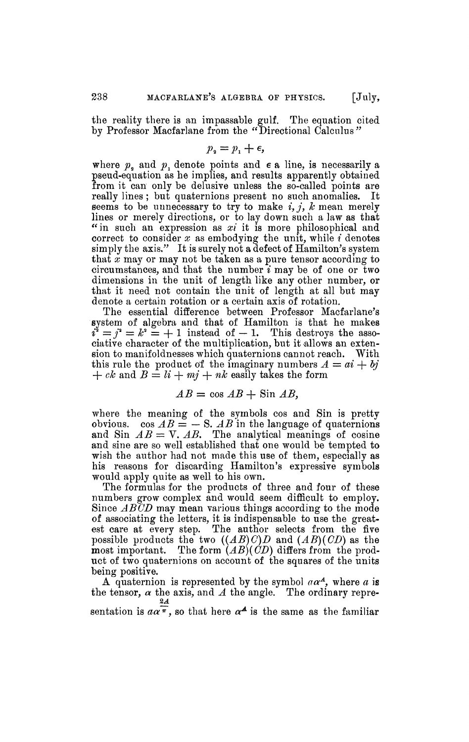the reality there is an impassable gulf. The equation cited by Professor Macfarlane from the "Directional Calculus"

$$p_2 = p_1 + \epsilon,$$

where $p_2$ and $p_1$ denote points and $\epsilon$ a line, is necessarily a pseud-equation as he implies, and results apparently obtained from it can only be delusive unless the so-called points are really lines; but quaternions present no such anomalies. It seems to be unnecessary to try to make $i, j, k$ mean merely lines or merely directions, or to lay down such a law as that "in such an expression as $xi$ it is more philosophical and correct to consider $x$ as embodying the unit, while $i$ denotes simply the axis." It is surely not a defect of Hamilton's system that $x$ may or may not be taken as a pure tensor according to circumstances, and that the number $i$ may be of one or two dimensions in the unit of length like any other number, or that it need not contain the unit of length at all but may denote a certain rotation or a certain axis of rotation.

The essential difference between Professor Macfarlane's system of algebra and that of Hamilton is that he makes $i^2 = j^2 = k^2 = +1$ instead of $-1$. This destroys the associative character of the multiplication, but it allows an extension to manifoldnesses which quaternions cannot reach. With this rule the product of the imaginary numbers $A = ai + bj + ck$ and $B = li + mj + nk$ easily takes the form

$$AB = \cos AB + \operatorname{Sin} AB,$$

where the meaning of the symbols cos and Sin is pretty obvious. $\cos AB = -\mathrm{S}.AB$ in the language of quaternions and $\operatorname{Sin} AB = \mathrm{V}.AB$. The analytical meanings of cosine and sine are so well established that one would be tempted to wish the author had not made this use of them, especially as his reasons for discarding Hamilton's expressive symbols would apply quite as well to his own.

The formulas for the products of three and four of these numbers grow complex and would seem difficult to employ. Since $ABCD$ may mean various things according to the mode of associating the letters, it is indispensable to use the greatest care at every step. The author selects from the five possible products the two $((AB)C)D$ and $(AB)(CD)$ as the most important. The form $(AB)(CD)$ differs from the product of two quaternions on account of the squares of the units being positive.

A quaternion is represented by the symbol $a\alpha^A$, where $a$ is the tensor, $\alpha$ the axis, and $A$ the angle. The ordinary representation is $a\alpha^{\frac{2A}{\pi}}$, so that here $\alpha^A$ is the same as the familiar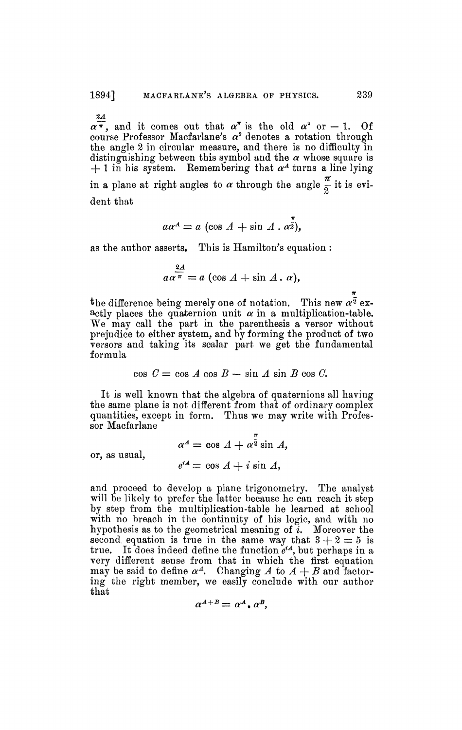$\alpha^{\frac{2A}{\pi}}$, and it comes out that $\alpha^{\pi}$ is the old $\alpha^2$ or $-1$. Of course Professor Macfarlane's $\alpha^2$ denotes a rotation through the angle 2 in circular measure, and there is no difficulty in distinguishing between this symbol and the $\alpha$ whose square is $+1$ in his system. Remembering that $\alpha^A$ turns a line lying in a plane at right angles to $\alpha$ through the angle $\frac{\pi}{2}$ it is evident that

$$a\alpha^A = a\ (\cos A + \sin A\ .\ \alpha^{\frac{\pi}{2}}),$$

as the author asserts. This is Hamilton's equation :

$$a\alpha^{\frac{2A}{\pi}} = a\ (\cos A + \sin A\ .\ \alpha),$$

the difference being merely one of notation. This new $\alpha^{\frac{\pi}{2}}$ exactly places the quaternion unit $\alpha$ in a multiplication-table. We may call the part in the parenthesis a versor without prejudice to either system, and by forming the product of two versors and taking its scalar part we get the fundamental formula

$$\cos C = \cos A \cos B - \sin A \sin B \cos C.$$

It is well known that the algebra of quaternions all having the same plane is not different from that of ordinary complex quantities, except in form. Thus we may write with Professor Macfarlane

$$\alpha^A = \cos A + \alpha^{\frac{\pi}{2}} \sin A,$$

or, as usual,

$$e^{iA} = \cos A + i \sin A,$$

and proceed to develop a plane trigonometry. The analyst will be likely to prefer the latter because he can reach it step by step from the multiplication-table he learned at school with no breach in the continuity of his logic, and with no hypothesis as to the geometrical meaning of $i$. Moreover the second equation is true in the same way that $3 + 2 = 5$ is true. It does indeed define the function $e^{iA}$, but perhaps in a very different sense from that in which the first equation may be said to define $\alpha^A$. Changing $A$ to $A + B$ and factoring the right member, we easily conclude with our author that

$$\alpha^{A+B} = \alpha^A . \alpha^B,$$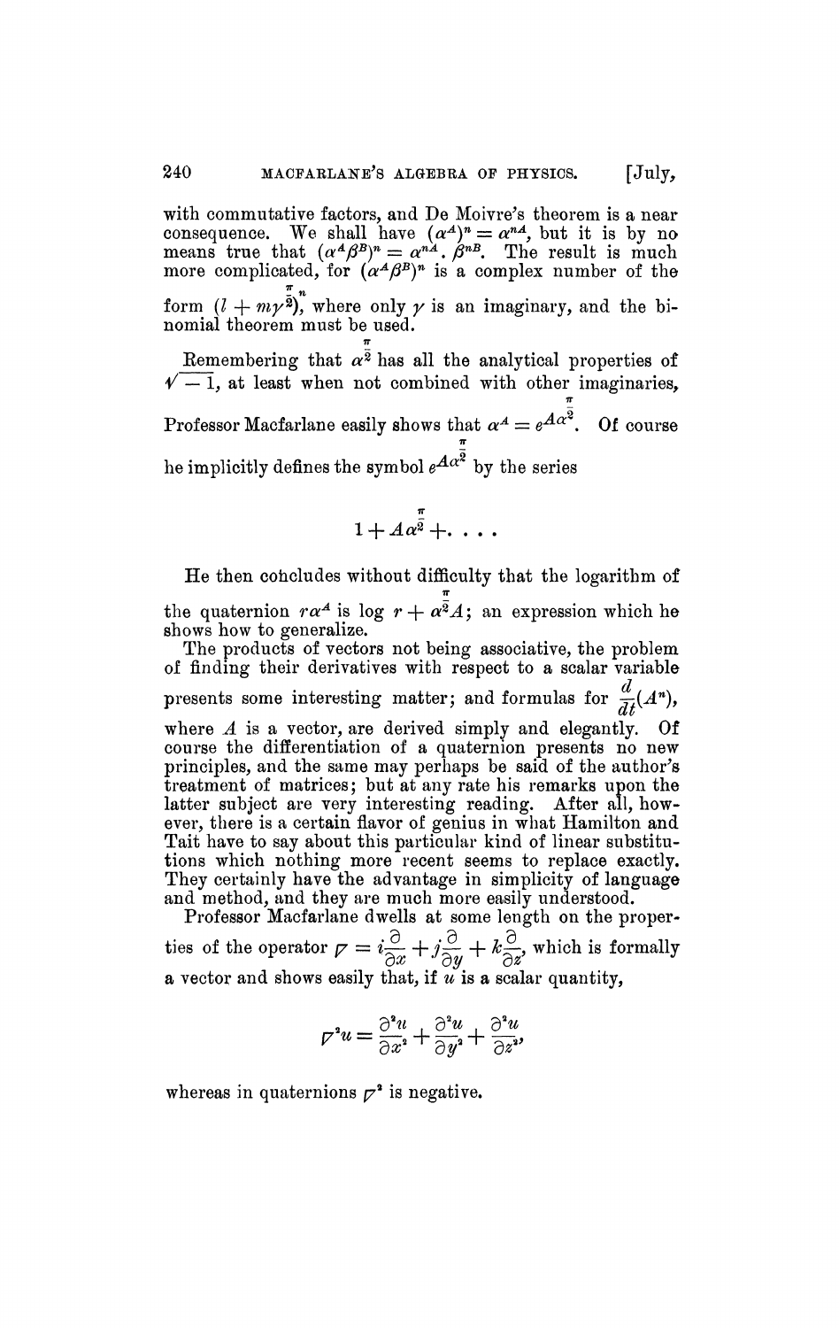with commutative factors, and De Moivre's theorem is a near consequence. We shall have $(\alpha^A)^n = \alpha^{nA}$, but it is by no means true that $(\alpha^A\beta^B)^n = \alpha^{nA} . \beta^{nB}$. The result is much more complicated, for $(\alpha^A\beta^B)^n$ is a complex number of the form $(l + m\gamma^{\frac{\pi}{2}})^n$, where only $\gamma$ is an imaginary, and the binomial theorem must be used.

Remembering that $\alpha^{\frac{\pi}{2}}$ has all the analytical properties of $\sqrt{-1}$, at least when not combined with other imaginaries, Professor Macfarlane easily shows that $\alpha^A = e^{A\alpha^{\frac{\pi}{2}}}$. Of course he implicitly defines the symbol $e^{A\alpha^{\frac{\pi}{2}}}$ by the series

$$1 + A\alpha^{\frac{\pi}{2}} + \ldots$$

He then concludes without difficulty that the logarithm of the quaternion $r\alpha^A$ is $\log r + \alpha^{\frac{\pi}{2}}A$; an expression which he shows how to generalize.

The products of vectors not being associative, the problem of finding their derivatives with respect to a scalar variable presents some interesting matter; and formulas for $\frac{d}{dt}(A^n)$, where $A$ is a vector, are derived simply and elegantly. Of course the differentiation of a quaternion presents no new principles, and the same may perhaps be said of the author's treatment of matrices; but at any rate his remarks upon the latter subject are very interesting reading. After all, however, there is a certain flavor of genius in what Hamilton and Tait have to say about this particular kind of linear substitutions which nothing more recent seems to replace exactly. They certainly have the advantage in simplicity of language and method, and they are much more easily understood.

Professor Macfarlane dwells at some length on the properties of the operator $\nabla = i\frac{\partial}{\partial x} + j\frac{\partial}{\partial y} + k\frac{\partial}{\partial z}$, which is formally a vector and shows easily that, if $u$ is a scalar quantity,

$$\nabla^2 u = \frac{\partial^2 u}{\partial x^2} + \frac{\partial^2 u}{\partial y^2} + \frac{\partial^2 u}{\partial z^2},$$

whereas in quaternions $\nabla^2$ is negative.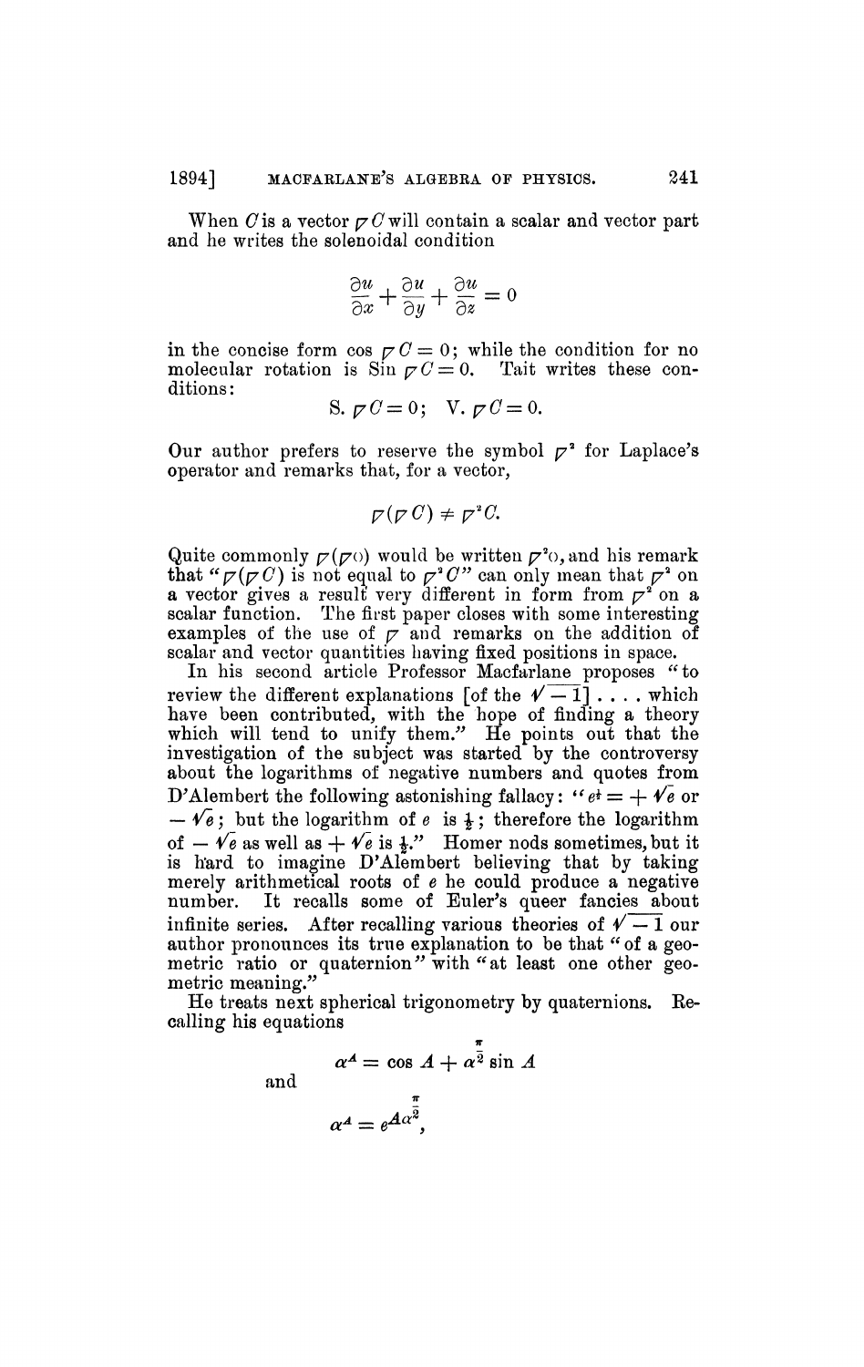When $C$ is a vector $\nabla C$ will contain a scalar and vector part and he writes the solenoidal condition

$$\frac{\partial u}{\partial x} + \frac{\partial u}{\partial y} + \frac{\partial u}{\partial z} = 0$$

in the concise form $\cos \nabla C = 0$; while the condition for no molecular rotation is $\text{Sin} \nabla C = 0$. Tait writes these conditions:

$$\text{S.} \nabla C = 0; \quad \text{V.} \nabla C = 0.$$

Our author prefers to reserve the symbol $\nabla^2$ for Laplace's operator and remarks that, for a vector,

$$\nabla(\nabla C) \neq \nabla^2 C.$$

Quite commonly $\nabla(\nabla o)$ would be written $\nabla^2 o$, and his remark that "$\nabla(\nabla C)$ is not equal to $\nabla^2 C$" can only mean that $\nabla^2$ on a vector gives a result very different in form from $\nabla^2$ on a scalar function. The first paper closes with some interesting examples of the use of $\nabla$ and remarks on the addition of scalar and vector quantities having fixed positions in space.

In his second article Professor Macfarlane proposes "to review the different explanations [of the $\sqrt{-1}$] .... which have been contributed, with the hope of finding a theory which will tend to unify them." He points out that the investigation of the subject was started by the controversy about the logarithms of negative numbers and quotes from D'Alembert the following astonishing fallacy: "$e^{\frac{1}{2}} = +\sqrt{e}$ or $-\sqrt{e}$; but the logarithm of $e$ is $\frac{1}{2}$; therefore the logarithm of $-\sqrt{e}$ as well as $+\sqrt{e}$ is $\frac{1}{2}$." Homer nods sometimes, but it is hard to imagine D'Alembert believing that by taking merely arithmetical roots of $e$ he could produce a negative number. It recalls some of Euler's queer fancies about infinite series. After recalling various theories of $\sqrt{-1}$ our author pronounces its true explanation to be that "of a geometric ratio or quaternion" with "at least one other geometric meaning."

He treats next spherical trigonometry by quaternions. Recalling his equations

$$\alpha^A = \cos A + \alpha^{\frac{\pi}{2}} \sin A$$

and

$$\alpha^A = e^{A\alpha^{\frac{\pi}{2}}},$$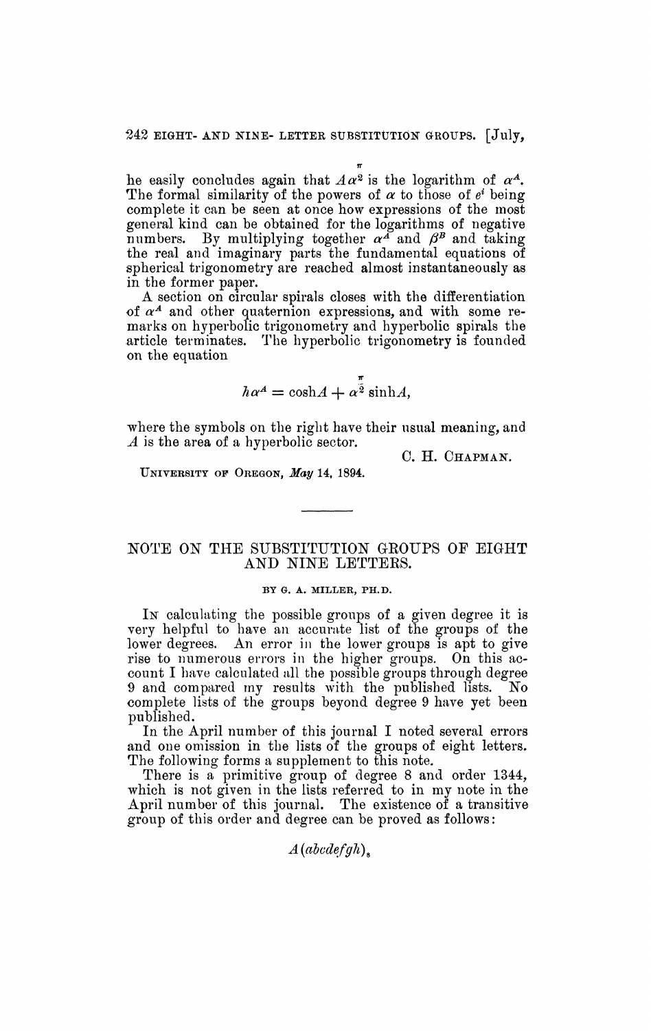he easily concludes again that $A\alpha^{\frac{\pi}{2}}$ is the logarithm of $\alpha^A$. The formal similarity of the powers of $\alpha$ to those of $e^i$ being complete it can be seen at once how expressions of the most general kind can be obtained for the logarithms of negative numbers. By multiplying together $\alpha^A$ and $\beta^B$ and taking the real and imaginary parts the fundamental equations of spherical trigonometry are reached almost instantaneously as in the former paper.

A section on circular spirals closes with the differentiation of $\alpha^A$ and other quaternion expressions, and with some remarks on hyperbolic trigonometry and hyperbolic spirals the article terminates. The hyperbolic trigonometry is founded on the equation

$$h\alpha^A = \cosh A + \alpha^{\frac{\pi}{2}} \sinh A,$$

where the symbols on the right have their usual meaning, and $A$ is the area of a hyperbolic sector.

C. H. CHAPMAN.

UNIVERSITY OF OREGON, *May* 14, 1894.

## NOTE ON THE SUBSTITUTION GROUPS OF EIGHT AND NINE LETTERS.

BY G. A. MILLER, PH.D.

In calculating the possible groups of a given degree it is very helpful to have an accurate list of the groups of the lower degrees. An error in the lower groups is apt to give rise to numerous errors in the higher groups. On this account I have calculated all the possible groups through degree 9 and compared my results with the published lists. No complete lists of the groups beyond degree 9 have yet been published.

In the April number of this journal I noted several errors and one omission in the lists of the groups of eight letters. The following forms a supplement to this note.

There is a primitive group of degree 8 and order 1344, which is not given in the lists referred to in my note in the April number of this journal. The existence of a transitive group of this order and degree can be proved as follows:

$$A(abcdefgh)_8$$